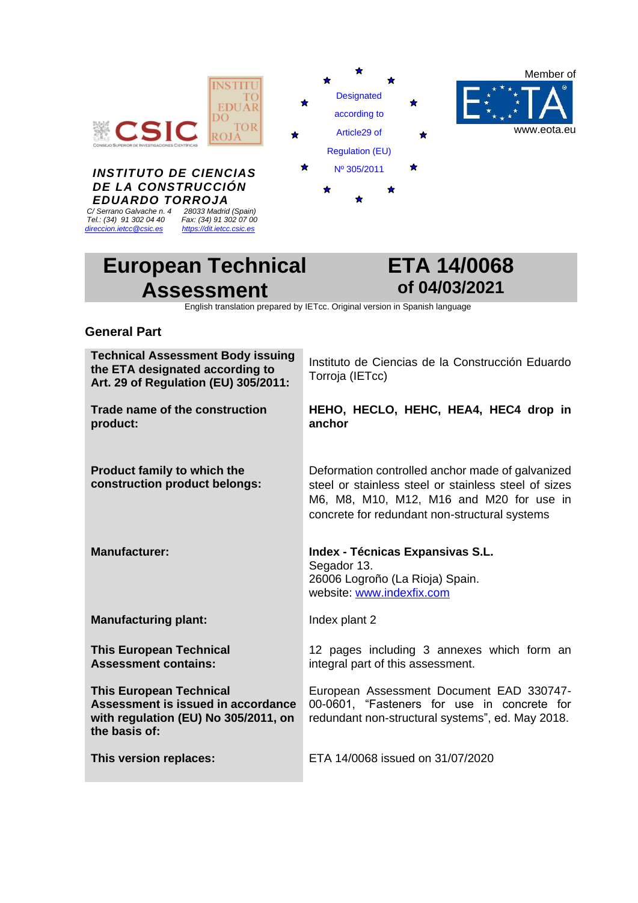**INSTITUTO DE CIENCIAS DE LA CONSTRUCCIÓN EDUARDO TORROJA**

C/ Serrano Galvache n. 4 28033 Madrid (Spain)
Tel.: (34) 91 302 04 40 Fax: (34) 91 302 07 00
direccion.ietcc@csic.es https://dit.ietcc.csic.es

Designated according to Article29 of Regulation (EU) Nº 305/2011

Member of EOTA
www.eota.eu

# European Technical Assessment

# ETA 14/0068 of 04/03/2021

English translation prepared by IETcc. Original version in Spanish language

## General Part

| | |
|---|---|
| **Technical Assessment Body issuing the ETA designated according to Art. 29 of Regulation (EU) 305/2011:** | Instituto de Ciencias de la Construcción Eduardo Torroja (IETcc) |
| **Trade name of the construction product:** | **HEHO, HECLO, HEHC, HEA4, HEC4 drop in anchor** |
| **Product family to which the construction product belongs:** | Deformation controlled anchor made of galvanized steel or stainless steel or stainless steel of sizes M6, M8, M10, M12, M16 and M20 for use in concrete for redundant non-structural systems |
| **Manufacturer:** | **Index - Técnicas Expansivas S.L.**<br>Segador 13.<br>26006 Logroño (La Rioja) Spain.<br>website: www.indexfix.com |
| **Manufacturing plant:** | Index plant 2 |
| **This European Technical Assessment contains:** | 12 pages including 3 annexes which form an integral part of this assessment. |
| **This European Technical Assessment is issued in accordance with regulation (EU) No 305/2011, on the basis of:** | European Assessment Document EAD 330747-00-0601, "Fasteners for use in concrete for redundant non-structural systems", ed. May 2018. |
| **This version replaces:** | ETA 14/0068 issued on 31/07/2020 |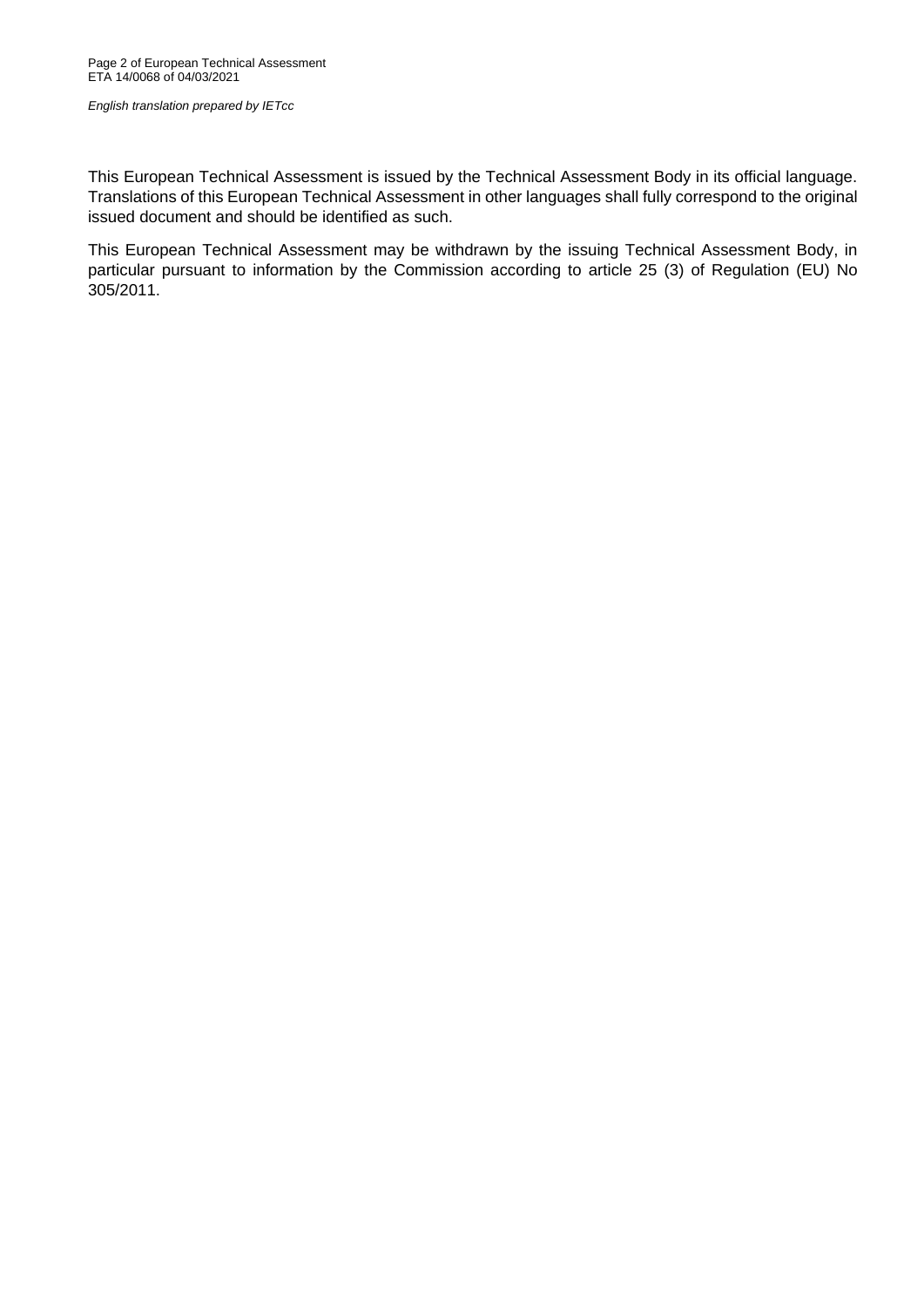This European Technical Assessment is issued by the Technical Assessment Body in its official language. Translations of this European Technical Assessment in other languages shall fully correspond to the original issued document and should be identified as such.

This European Technical Assessment may be withdrawn by the issuing Technical Assessment Body, in particular pursuant to information by the Commission according to article 25 (3) of Regulation (EU) No 305/2011.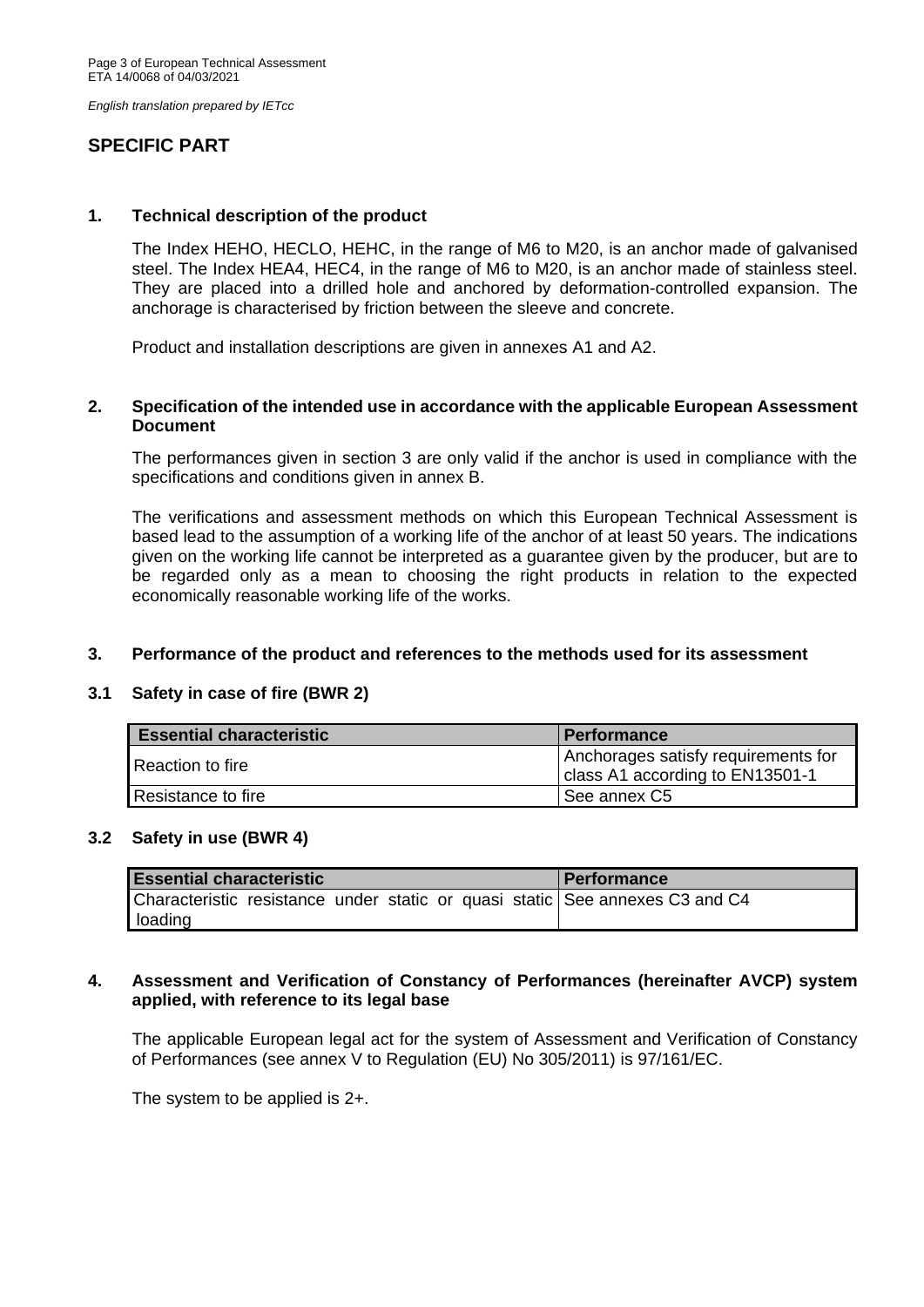## SPECIFIC PART

### 1. Technical description of the product

The Index HEHO, HECLO, HEHC, in the range of M6 to M20, is an anchor made of galvanised steel. The Index HEA4, HEC4, in the range of M6 to M20, is an anchor made of stainless steel. They are placed into a drilled hole and anchored by deformation-controlled expansion. The anchorage is characterised by friction between the sleeve and concrete.

Product and installation descriptions are given in annexes A1 and A2.

### 2. Specification of the intended use in accordance with the applicable European Assessment Document

The performances given in section 3 are only valid if the anchor is used in compliance with the specifications and conditions given in annex B.

The verifications and assessment methods on which this European Technical Assessment is based lead to the assumption of a working life of the anchor of at least 50 years. The indications given on the working life cannot be interpreted as a guarantee given by the producer, but are to be regarded only as a mean to choosing the right products in relation to the expected economically reasonable working life of the works.

### 3. Performance of the product and references to the methods used for its assessment

#### 3.1 Safety in case of fire (BWR 2)

| Essential characteristic | Performance |
| --- | --- |
| Reaction to fire | Anchorages satisfy requirements for class A1 according to EN13501-1 |
| Resistance to fire | See annex C5 |

#### 3.2 Safety in use (BWR 4)

| Essential characteristic | Performance |
| --- | --- |
| Characteristic resistance under static or quasi static loading | See annexes C3 and C4 |

### 4. Assessment and Verification of Constancy of Performances (hereinafter AVCP) system applied, with reference to its legal base

The applicable European legal act for the system of Assessment and Verification of Constancy of Performances (see annex V to Regulation (EU) No 305/2011) is 97/161/EC.

The system to be applied is 2+.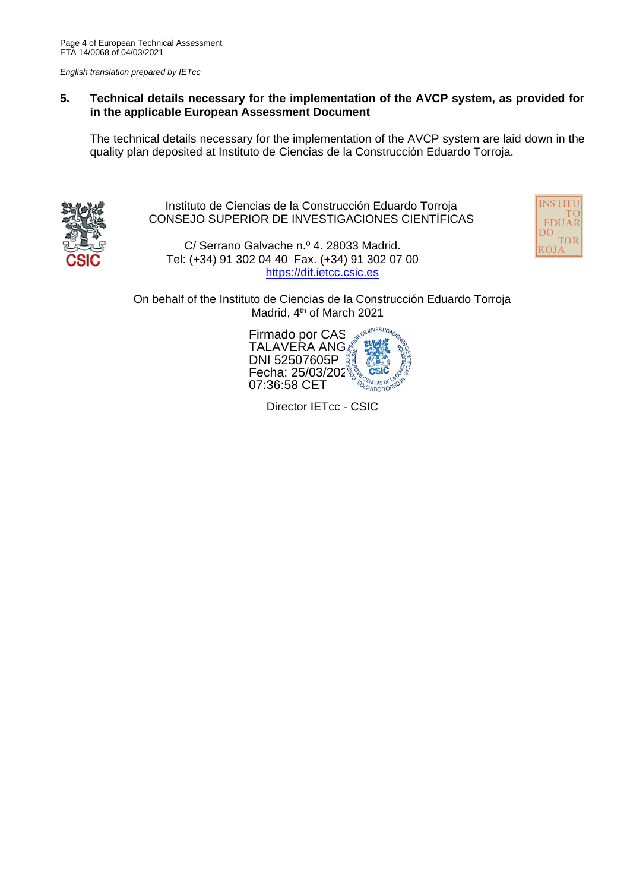*English translation prepared by IETcc*

## 5. Technical details necessary for the implementation of the AVCP system, as provided for in the applicable European Assessment Document

The technical details necessary for the implementation of the AVCP system are laid down in the quality plan deposited at Instituto de Ciencias de la Construcción Eduardo Torroja.

Instituto de Ciencias de la Construcción Eduardo Torroja
CONSEJO SUPERIOR DE INVESTIGACIONES CIENTÍFICAS

C/ Serrano Galvache n.º 4. 28033 Madrid.
Tel: (+34) 91 302 04 40 Fax. (+34) 91 302 07 00
https://dit.ietcc.csic.es

On behalf of the Instituto de Ciencias de la Construcción Eduardo Torroja
Madrid, 4th of March 2021

Firmado por CAS
TALAVERA ANG
DNI 52507605P
Fecha: 25/03/202
07:36:58 CET

Director IETcc - CSIC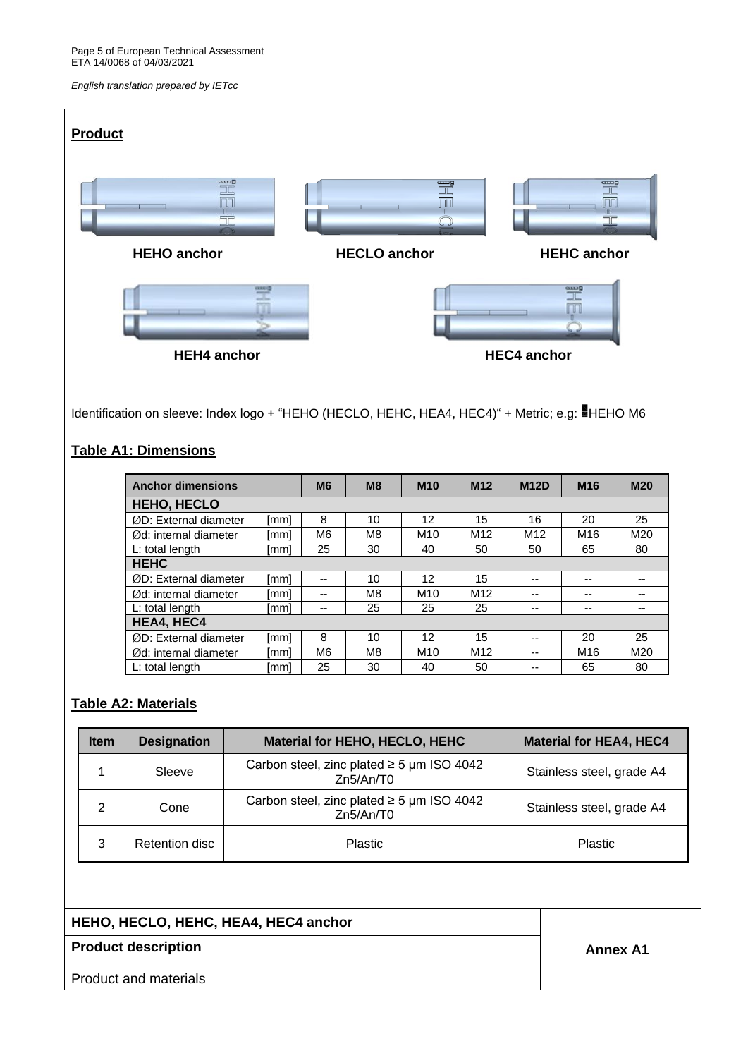## Product

HEHO anchor

HECLO anchor

HEHC anchor

HEH4 anchor

HEC4 anchor

Identification on sleeve: Index logo + "HEHO (HECLO, HEHC, HEA4, HEC4)" + Metric; e.g: HEHO M6

## Table A1: Dimensions

| Anchor dimensions | | M6 | M8 | M10 | M12 | M12D | M16 | M20 |
|---|---|---|---|---|---|---|---|---|
| **HEHO, HECLO** | | | | | | | | |
| ØD: External diameter | [mm] | 8 | 10 | 12 | 15 | 16 | 20 | 25 |
| Ød: internal diameter | [mm] | M6 | M8 | M10 | M12 | M12 | M16 | M20 |
| L: total length | [mm] | 25 | 30 | 40 | 50 | 50 | 65 | 80 |
| **HEHC** | | | | | | | | |
| ØD: External diameter | [mm] | -- | 10 | 12 | 15 | -- | -- | -- |
| Ød: internal diameter | [mm] | -- | M8 | M10 | M12 | -- | -- | -- |
| L: total length | [mm] | -- | 25 | 25 | 25 | -- | -- | -- |
| **HEA4, HEC4** | | | | | | | | |
| ØD: External diameter | [mm] | 8 | 10 | 12 | 15 | -- | 20 | 25 |
| Ød: internal diameter | [mm] | M6 | M8 | M10 | M12 | -- | M16 | M20 |
| L: total length | [mm] | 25 | 30 | 40 | 50 | -- | 65 | 80 |

## Table A2: Materials

| Item | Designation | Material for HEHO, HECLO, HEHC | Material for HEA4, HEC4 |
|---|---|---|---|
| 1 | Sleeve | Carbon steel, zinc plated ≥ 5 µm ISO 4042 Zn5/An/T0 | Stainless steel, grade A4 |
| 2 | Cone | Carbon steel, zinc plated ≥ 5 µm ISO 4042 Zn5/An/T0 | Stainless steel, grade A4 |
| 3 | Retention disc | Plastic | Plastic |

| HEHO, HECLO, HEHC, HEA4, HEC4 anchor | |
|---|---|
| **Product description** | **Annex A1** |
| Product and materials | |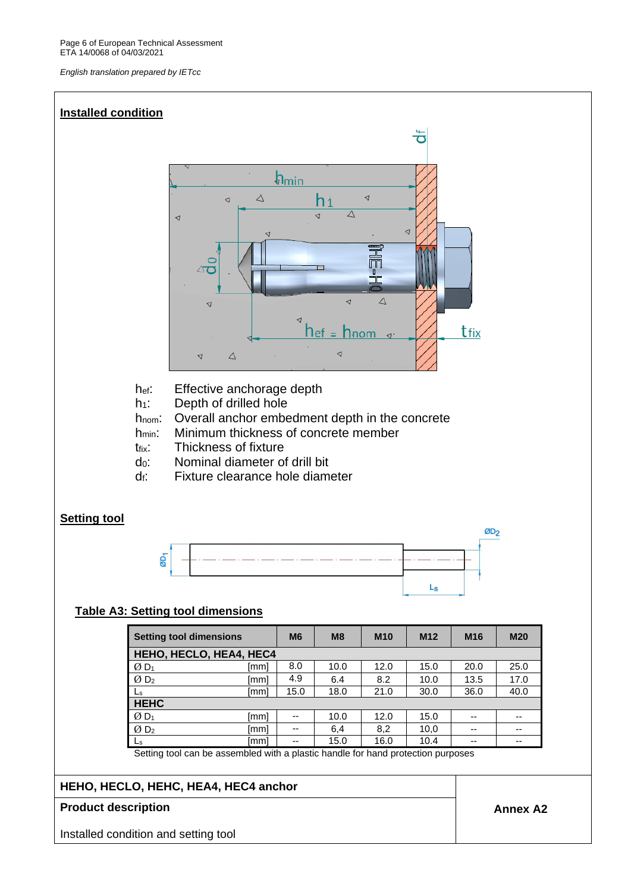English translation prepared by IETcc

## Installed condition

- $h_{ef}$: Effective anchorage depth
- $h_1$: Depth of drilled hole
- $h_{nom}$: Overall anchor embedment depth in the concrete
- $h_{min}$: Minimum thickness of concrete member
- $t_{fix}$: Thickness of fixture
- $d_0$: Nominal diameter of drill bit
- $d_f$: Fixture clearance hole diameter

## Setting tool

**Table A3: Setting tool dimensions**

| Setting tool dimensions | | M6 | M8 | M10 | M12 | M16 | M20 |
|---|---|---|---|---|---|---|---|
| **HEHO, HECLO, HEA4, HEC4** | | | | | | | |
| Ø $D_1$ | [mm] | 8.0 | 10.0 | 12.0 | 15.0 | 20.0 | 25.0 |
| Ø $D_2$ | [mm] | 4.9 | 6.4 | 8.2 | 10.0 | 13.5 | 17.0 |
| $L_s$ | [mm] | 15.0 | 18.0 | 21.0 | 30.0 | 36.0 | 40.0 |
| **HEHC** | | | | | | | |
| Ø $D_1$ | [mm] | -- | 10.0 | 12.0 | 15.0 | -- | -- |
| Ø $D_2$ | [mm] | -- | 6,4 | 8,2 | 10,0 | -- | -- |
| $L_s$ | [mm] | -- | 15.0 | 16.0 | 10.4 | -- | -- |

Setting tool can be assembled with a plastic handle for hand protection purposes

| **HEHO, HECLO, HEHC, HEA4, HEC4 anchor** | |
|---|---|
| **Product description**<br><br>Installed condition and setting tool | **Annex A2** |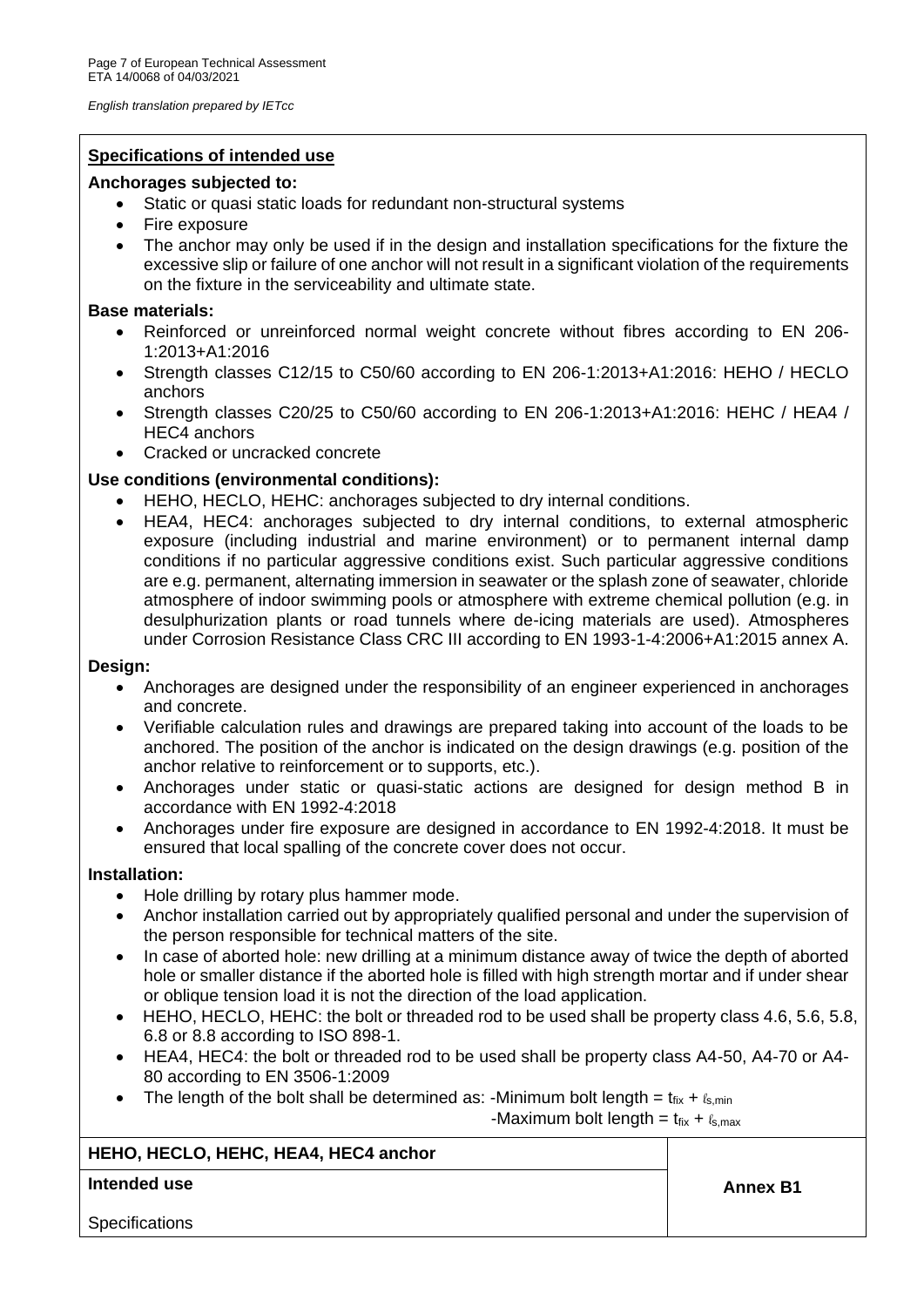## Specifications of intended use

**Anchorages subjected to:**

- Static or quasi static loads for redundant non-structural systems
- Fire exposure
- The anchor may only be used if in the design and installation specifications for the fixture the excessive slip or failure of one anchor will not result in a significant violation of the requirements on the fixture in the serviceability and ultimate state.

**Base materials:**

- Reinforced or unreinforced normal weight concrete without fibres according to EN 206-1:2013+A1:2016
- Strength classes C12/15 to C50/60 according to EN 206-1:2013+A1:2016: HEHO / HECLO anchors
- Strength classes C20/25 to C50/60 according to EN 206-1:2013+A1:2016: HEHC / HEA4 / HEC4 anchors
- Cracked or uncracked concrete

**Use conditions (environmental conditions):**

- HEHO, HECLO, HEHC: anchorages subjected to dry internal conditions.
- HEA4, HEC4: anchorages subjected to dry internal conditions, to external atmospheric exposure (including industrial and marine environment) or to permanent internal damp conditions if no particular aggressive conditions exist. Such particular aggressive conditions are e.g. permanent, alternating immersion in seawater or the splash zone of seawater, chloride atmosphere of indoor swimming pools or atmosphere with extreme chemical pollution (e.g. in desulphurization plants or road tunnels where de-icing materials are used). Atmospheres under Corrosion Resistance Class CRC III according to EN 1993-1-4:2006+A1:2015 annex A.

**Design:**

- Anchorages are designed under the responsibility of an engineer experienced in anchorages and concrete.
- Verifiable calculation rules and drawings are prepared taking into account of the loads to be anchored. The position of the anchor is indicated on the design drawings (e.g. position of the anchor relative to reinforcement or to supports, etc.).
- Anchorages under static or quasi-static actions are designed for design method B in accordance with EN 1992-4:2018
- Anchorages under fire exposure are designed in accordance to EN 1992-4:2018. It must be ensured that local spalling of the concrete cover does not occur.

**Installation:**

- Hole drilling by rotary plus hammer mode.
- Anchor installation carried out by appropriately qualified personal and under the supervision of the person responsible for technical matters of the site.
- In case of aborted hole: new drilling at a minimum distance away of twice the depth of aborted hole or smaller distance if the aborted hole is filled with high strength mortar and if under shear or oblique tension load it is not the direction of the load application.
- HEHO, HECLO, HEHC: the bolt or threaded rod to be used shall be property class 4.6, 5.6, 5.8, 6.8 or 8.8 according to ISO 898-1.
- HEA4, HEC4: the bolt or threaded rod to be used shall be property class A4-50, A4-70 or A4-80 according to EN 3506-1:2009
- The length of the bolt shall be determined as: -Minimum bolt length = $t_{fix} + \ell_{s,min}$
  -Maximum bolt length = $t_{fix} + \ell_{s,max}$

| HEHO, HECLO, HEHC, HEA4, HEC4 anchor | |
|---|---|
| **Intended use** | **Annex B1** |
| Specifications | |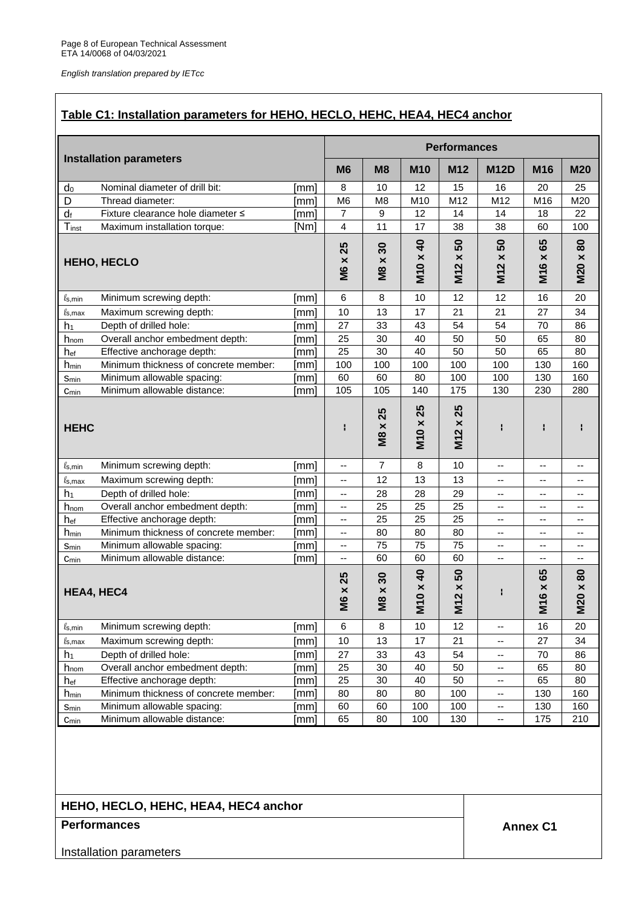Page 8 of European Technical Assessment
ETA 14/0068 of 04/03/2021

*English translation prepared by IETcc*

## Table C1: Installation parameters for HEHO, HECLO, HEHC, HEA4, HEC4 anchor

| Installation parameters | | | Performances | | | | | | |
|---|---|---|---|---|---|---|---|---|---|
| | | | M6 | M8 | M10 | M12 | M12D | M16 | M20 |
| $d_0$ | Nominal diameter of drill bit: | [mm] | 8 | 10 | 12 | 15 | 16 | 20 | 25 |
| D | Thread diameter: | [mm] | M6 | M8 | M10 | M12 | M12 | M16 | M20 |
| $d_f$ | Fixture clearance hole diameter ≤ | [mm] | 7 | 9 | 12 | 14 | 14 | 18 | 22 |
| $T_{inst}$ | Maximum installation torque: | [Nm] | 4 | 11 | 17 | 38 | 38 | 60 | 100 |
| **HEHO, HECLO** | | | M6 x 25 | M8 x 30 | M10 x 40 | M12 x 50 | M12 x 50 | M16 x 65 | M20 x 80 |
| $\ell_{s,min}$ | Minimum screwing depth: | [mm] | 6 | 8 | 10 | 12 | 12 | 16 | 20 |
| $\ell_{s,max}$ | Maximum screwing depth: | [mm] | 10 | 13 | 17 | 21 | 21 | 27 | 34 |
| $h_1$ | Depth of drilled hole: | [mm] | 27 | 33 | 43 | 54 | 54 | 70 | 86 |
| $h_{nom}$ | Overall anchor embedment depth: | [mm] | 25 | 30 | 40 | 50 | 50 | 65 | 80 |
| $h_{ef}$ | Effective anchorage depth: | [mm] | 25 | 30 | 40 | 50 | 50 | 65 | 80 |
| $h_{min}$ | Minimum thickness of concrete member: | [mm] | 100 | 100 | 100 | 100 | 100 | 130 | 160 |
| $s_{min}$ | Minimum allowable spacing: | [mm] | 60 | 60 | 80 | 100 | 100 | 130 | 160 |
| $c_{min}$ | Minimum allowable distance: | [mm] | 105 | 105 | 140 | 175 | 130 | 230 | 280 |
| **HEHC** | | | -- | M8 x 25 | M10 x 25 | M12 x 25 | -- | -- | -- |
| $\ell_{s,min}$ | Minimum screwing depth: | [mm] | -- | 7 | 8 | 10 | -- | -- | -- |
| $\ell_{s,max}$ | Maximum screwing depth: | [mm] | -- | 12 | 13 | 13 | -- | -- | -- |
| $h_1$ | Depth of drilled hole: | [mm] | -- | 28 | 28 | 29 | -- | -- | -- |
| $h_{nom}$ | Overall anchor embedment depth: | [mm] | -- | 25 | 25 | 25 | -- | -- | -- |
| $h_{ef}$ | Effective anchorage depth: | [mm] | -- | 25 | 25 | 25 | -- | -- | -- |
| $h_{min}$ | Minimum thickness of concrete member: | [mm] | -- | 80 | 80 | 80 | -- | -- | -- |
| $s_{min}$ | Minimum allowable spacing: | [mm] | -- | 75 | 75 | 75 | -- | -- | -- |
| $c_{min}$ | Minimum allowable distance: | [mm] | -- | 60 | 60 | 60 | -- | -- | -- |
| **HEA4, HEC4** | | | M6 x 25 | M8 x 30 | M10 x 40 | M12 x 50 | -- | M16 x 65 | M20 x 80 |
| $\ell_{s,min}$ | Minimum screwing depth: | [mm] | 6 | 8 | 10 | 12 | -- | 16 | 20 |
| $\ell_{s,max}$ | Maximum screwing depth: | [mm] | 10 | 13 | 17 | 21 | -- | 27 | 34 |
| $h_1$ | Depth of drilled hole: | [mm] | 27 | 33 | 43 | 54 | -- | 70 | 86 |
| $h_{nom}$ | Overall anchor embedment depth: | [mm] | 25 | 30 | 40 | 50 | -- | 65 | 80 |
| $h_{ef}$ | Effective anchorage depth: | [mm] | 25 | 30 | 40 | 50 | -- | 65 | 80 |
| $h_{min}$ | Minimum thickness of concrete member: | [mm] | 80 | 80 | 80 | 100 | -- | 130 | 160 |
| $s_{min}$ | Minimum allowable spacing: | [mm] | 60 | 60 | 100 | 100 | -- | 130 | 160 |
| $c_{min}$ | Minimum allowable distance: | [mm] | 65 | 80 | 100 | 130 | -- | 175 | 210 |

**HEHO, HECLO, HEHC, HEA4, HEC4 anchor**

**Performances**

Installation parameters

**Annex C1**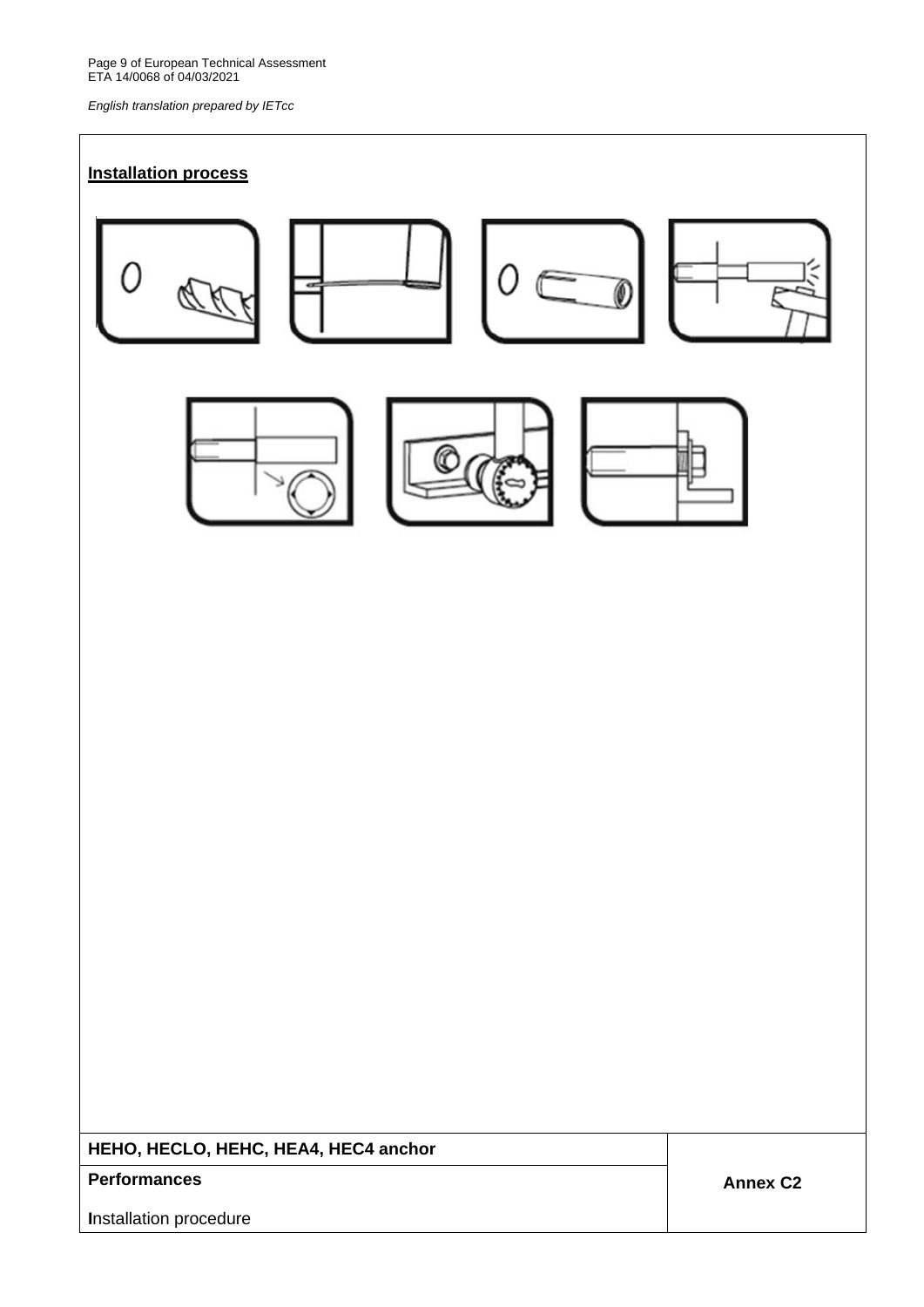## Installation process

| HEHO, HECLO, HEHC, HEA4, HEC4 anchor | Annex C2 |
| --- | --- |
| **Performances** Installation procedure | |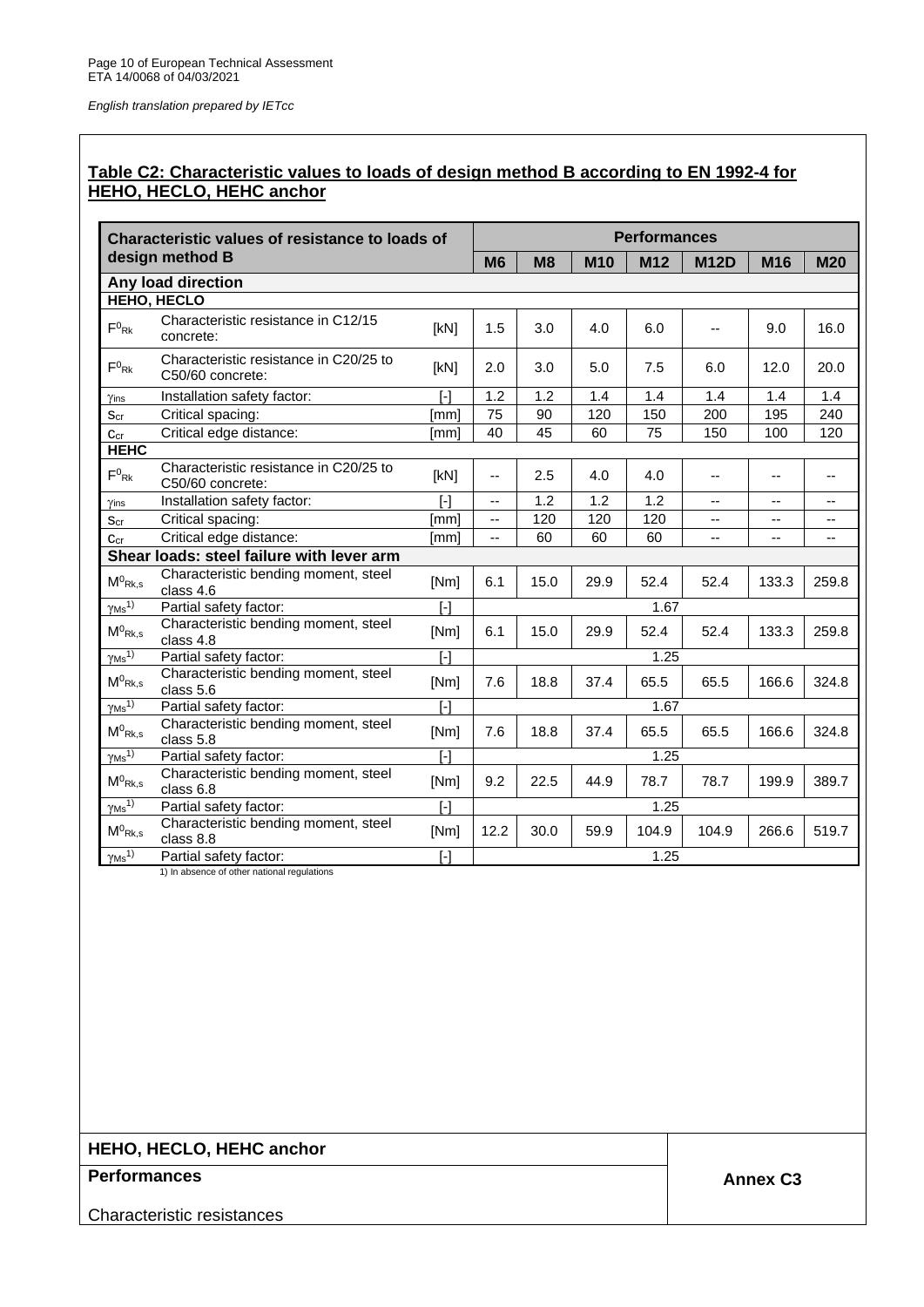*English translation prepared by IETcc*

## Table C2: Characteristic values to loads of design method B according to EN 1992-4 for HEHO, HECLO, HEHC anchor

| Characteristic values of resistance to loads of design method B | | | Performances | | | | | | |
|---|---|---|---|---|---|---|---|---|---|
| | | | **M6** | **M8** | **M10** | **M12** | **M12D** | **M16** | **M20** |
| **Any load direction** | | | | | | | | | |
| **HEHO, HECLO** | | | | | | | | | |
| $F^0_{Rk}$ | Characteristic resistance in C12/15 concrete: | [kN] | 1.5 | 3.0 | 4.0 | 6.0 | -- | 9.0 | 16.0 |
| $F^0_{Rk}$ | Characteristic resistance in C20/25 to C50/60 concrete: | [kN] | 2.0 | 3.0 | 5.0 | 7.5 | 6.0 | 12.0 | 20.0 |
| $\gamma_{ins}$ | Installation safety factor: | [-] | 1.2 | 1.2 | 1.4 | 1.4 | 1.4 | 1.4 | 1.4 |
| $s_{cr}$ | Critical spacing: | [mm] | 75 | 90 | 120 | 150 | 200 | 195 | 240 |
| $c_{cr}$ | Critical edge distance: | [mm] | 40 | 45 | 60 | 75 | 150 | 100 | 120 |
| **HEHC** | | | | | | | | | |
| $F^0_{Rk}$ | Characteristic resistance in C20/25 to C50/60 concrete: | [kN] | -- | 2.5 | 4.0 | 4.0 | -- | -- | -- |
| $\gamma_{ins}$ | Installation safety factor: | [-] | -- | 1.2 | 1.2 | 1.2 | -- | -- | -- |
| $s_{cr}$ | Critical spacing: | [mm] | -- | 120 | 120 | 120 | -- | -- | -- |
| $c_{cr}$ | Critical edge distance: | [mm] | -- | 60 | 60 | 60 | -- | -- | -- |
| **Shear loads: steel failure with lever arm** | | | | | | | | | |
| $M^0_{Rk,s}$ | Characteristic bending moment, steel class 4.6 | [Nm] | 6.1 | 15.0 | 29.9 | 52.4 | 52.4 | 133.3 | 259.8 |
| $\gamma_{Ms}$[1)] | Partial safety factor: | [-] | 1.67 | | | | | | |
| $M^0_{Rk,s}$ | Characteristic bending moment, steel class 4.8 | [Nm] | 6.1 | 15.0 | 29.9 | 52.4 | 52.4 | 133.3 | 259.8 |
| $\gamma_{Ms}$[1)] | Partial safety factor: | [-] | 1.25 | | | | | | |
| $M^0_{Rk,s}$ | Characteristic bending moment, steel class 5.6 | [Nm] | 7.6 | 18.8 | 37.4 | 65.5 | 65.5 | 166.6 | 324.8 |
| $\gamma_{Ms}$[1)] | Partial safety factor: | [-] | 1.67 | | | | | | |
| $M^0_{Rk,s}$ | Characteristic bending moment, steel class 5.8 | [Nm] | 7.6 | 18.8 | 37.4 | 65.5 | 65.5 | 166.6 | 324.8 |
| $\gamma_{Ms}$[1)] | Partial safety factor: | [-] | 1.25 | | | | | | |
| $M^0_{Rk,s}$ | Characteristic bending moment, steel class 6.8 | [Nm] | 9.2 | 22.5 | 44.9 | 78.7 | 78.7 | 199.9 | 389.7 |
| $\gamma_{Ms}$[1)] | Partial safety factor: | [-] | 1.25 | | | | | | |
| $M^0_{Rk,s}$ | Characteristic bending moment, steel class 8.8 | [Nm] | 12.2 | 30.0 | 59.9 | 104.9 | 104.9 | 266.6 | 519.7 |
| $\gamma_{Ms}$[1)] | Partial safety factor: | [-] | 1.25 | | | | | | |

1) In absence of other national regulations

| HEHO, HECLO, HEHC anchor | |
|---|---|
| **Performances** | **Annex C3** |
| Characteristic resistances | |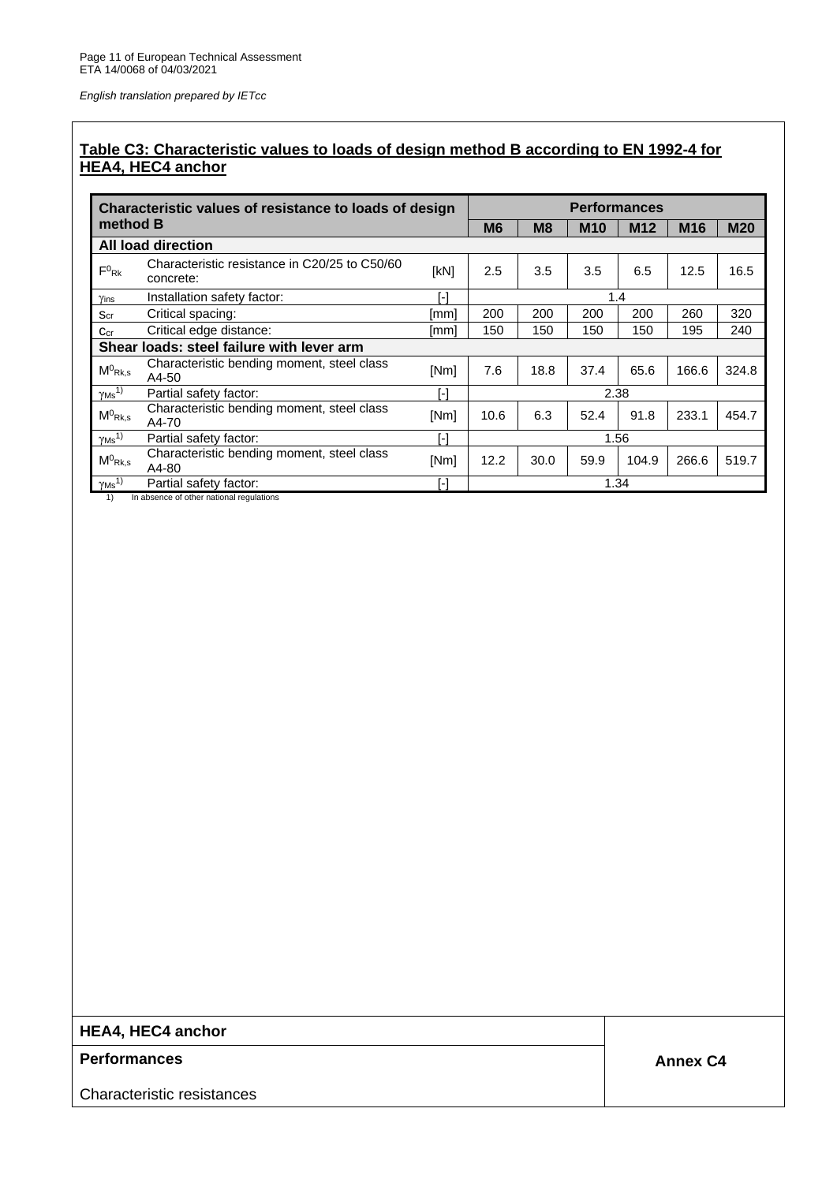*English translation prepared by IETcc*

## Table C3: Characteristic values to loads of design method B according to EN 1992-4 for HEA4, HEC4 anchor

| Characteristic values of resistance to loads of design method B | | | Performances | | | | | |
|---|---|---|---|---|---|---|---|---|
| | | | M6 | M8 | M10 | M12 | M16 | M20 |
| **All load direction** | | | | | | | | |
| $F^0_{Rk}$ | Characteristic resistance in C20/25 to C50/60 concrete: | [kN] | 2.5 | 3.5 | 3.5 | 6.5 | 12.5 | 16.5 |
| $\gamma_{ins}$ | Installation safety factor: | [-] | 1.4 | | | | | |
| $s_{cr}$ | Critical spacing: | [mm] | 200 | 200 | 200 | 200 | 260 | 320 |
| $c_{cr}$ | Critical edge distance: | [mm] | 150 | 150 | 150 | 150 | 195 | 240 |
| **Shear loads: steel failure with lever arm** | | | | | | | | |
| $M^0_{Rk,s}$ | Characteristic bending moment, steel class A4-50 | [Nm] | 7.6 | 18.8 | 37.4 | 65.6 | 166.6 | 324.8 |
| $\gamma_{Ms}$[1)] | Partial safety factor: | [-] | 2.38 | | | | | |
| $M^0_{Rk,s}$ | Characteristic bending moment, steel class A4-70 | [Nm] | 10.6 | 6.3 | 52.4 | 91.8 | 233.1 | 454.7 |
| $\gamma_{Ms}$[1)] | Partial safety factor: | [-] | 1.56 | | | | | |
| $M^0_{Rk,s}$ | Characteristic bending moment, steel class A4-80 | [Nm] | 12.2 | 30.0 | 59.9 | 104.9 | 266.6 | 519.7 |
| $\gamma_{Ms}$[1)] | Partial safety factor: | [-] | 1.34 | | | | | |

1) In absence of other national regulations

| HEA4, HEC4 anchor | |
|---|---|
| **Performances** | **Annex C4** |
| Characteristic resistances | |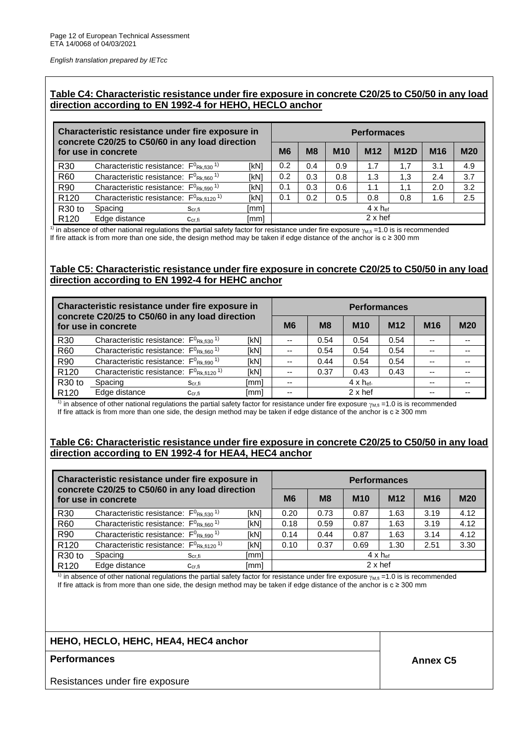## Table C4: Characteristic resistance under fire exposure in concrete C20/25 to C50/50 in any load direction according to EN 1992-4 for HEHO, HECLO anchor

| Characteristic resistance under fire exposure in concrete C20/25 to C50/60 in any load direction for use in concrete | | | | Performaces | | | | | | |
|---|---|---|---|---|---|---|---|---|---|---|
| | | | | M6 | M8 | M10 | M12 | M12D | M16 | M20 |
| R30 | Characteristic resistance: | $F^0_{Rk,fi30}$ [1] | [kN] | 0.2 | 0.4 | 0.9 | 1.7 | 1,7 | 3.1 | 4.9 |
| R60 | Characteristic resistance: | $F^0_{Rk,fi60}$ [1] | [kN] | 0.2 | 0.3 | 0.8 | 1.3 | 1,3 | 2.4 | 3.7 |
| R90 | Characteristic resistance: | $F^0_{Rk,fi90}$ [1] | [kN] | 0.1 | 0.3 | 0.6 | 1.1 | 1,1 | 2.0 | 3.2 |
| R120 | Characteristic resistance: | $F^0_{Rk,fi120}$ [1] | [kN] | 0.1 | 0.2 | 0.5 | 0.8 | 0,8 | 1.6 | 2.5 |
| R30 to | Spacing | $s_{cr,fi}$ | [mm] | $4 \times h_{ef}$ | | | | | | |
| R120 | Edge distance | $c_{cr,fi}$ | [mm] | 2 x hef | | | | | | |

[1] in absence of other national regulations the partial safety factor for resistance under fire exposure $\gamma_{M,fi}$ =1.0 is is recommended
If fire attack is from more than one side, the design method may be taken if edge distance of the anchor is c ≥ 300 mm

## Table C5: Characteristic resistance under fire exposure in concrete C20/25 to C50/50 in any load direction according to EN 1992-4 for HEHC anchor

| Characteristic resistance under fire exposure in concrete C20/25 to C50/60 in any load direction for use in concrete | | | | Performances | | | | | |
|---|---|---|---|---|---|---|---|---|---|
| | | | | M6 | M8 | M10 | M12 | M16 | M20 |
| R30 | Characteristic resistance: | $F^0_{Rk,fi30}$ [1] | [kN] | -- | 0.54 | 0.54 | 0.54 | -- | -- |
| R60 | Characteristic resistance: | $F^0_{Rk,fi60}$ [1] | [kN] | -- | 0.54 | 0.54 | 0.54 | -- | -- |
| R90 | Characteristic resistance: | $F^0_{Rk,fi90}$ [1] | [kN] | -- | 0.44 | 0.54 | 0.54 | -- | -- |
| R120 | Characteristic resistance: | $F^0_{Rk,fi120}$ [1] | [kN] | -- | 0.37 | 0.43 | 0.43 | -- | -- |
| R30 to | Spacing | $s_{cr,fi}$ | [mm] | -- | $4 \times h_{ef}$ | | | -- | -- |
| R120 | Edge distance | $c_{cr,fi}$ | [mm] | -- | 2 x hef | | | -- | -- |

[1] in absence of other national regulations the partial safety factor for resistance under fire exposure $\gamma_{M,fi}$ =1.0 is is recommended
If fire attack is from more than one side, the design method may be taken if edge distance of the anchor is c ≥ 300 mm

## Table C6: Characteristic resistance under fire exposure in concrete C20/25 to C50/50 in any load direction according to EN 1992-4 for HEA4, HEC4 anchor

| Characteristic resistance under fire exposure in concrete C20/25 to C50/60 in any load direction for use in concrete | | | | Performances | | | | | |
|---|---|---|---|---|---|---|---|---|---|
| | | | | M6 | M8 | M10 | M12 | M16 | M20 |
| R30 | Characteristic resistance: | $F^0_{Rk,fi30}$ [1] | [kN] | 0.20 | 0.73 | 0.87 | 1.63 | 3.19 | 4.12 |
| R60 | Characteristic resistance: | $F^0_{Rk,fi60}$ [1] | [kN] | 0.18 | 0.59 | 0.87 | 1.63 | 3.19 | 4.12 |
| R90 | Characteristic resistance: | $F^0_{Rk,fi90}$ [1] | [kN] | 0.14 | 0.44 | 0.87 | 1.63 | 3.14 | 4.12 |
| R120 | Characteristic resistance: | $F^0_{Rk,fi120}$ [1] | [kN] | 0.10 | 0.37 | 0.69 | 1.30 | 2.51 | 3.30 |
| R30 to | Spacing | $s_{cr,fi}$ | [mm] | $4 \times h_{ef}$ | | | | | |
| R120 | Edge distance | $c_{cr,fi}$ | [mm] | 2 x hef | | | | | |

[1] in absence of other national regulations the partial safety factor for resistance under fire exposure $\gamma_{M,fi}$ =1.0 is is recommended
If fire attack is from more than one side, the design method may be taken if edge distance of the anchor is c ≥ 300 mm

| | |
|---|---|
| **HEHO, HECLO, HEHC, HEA4, HEC4 anchor** | |
| **Performances** | **Annex C5** |
| Resistances under fire exposure | |